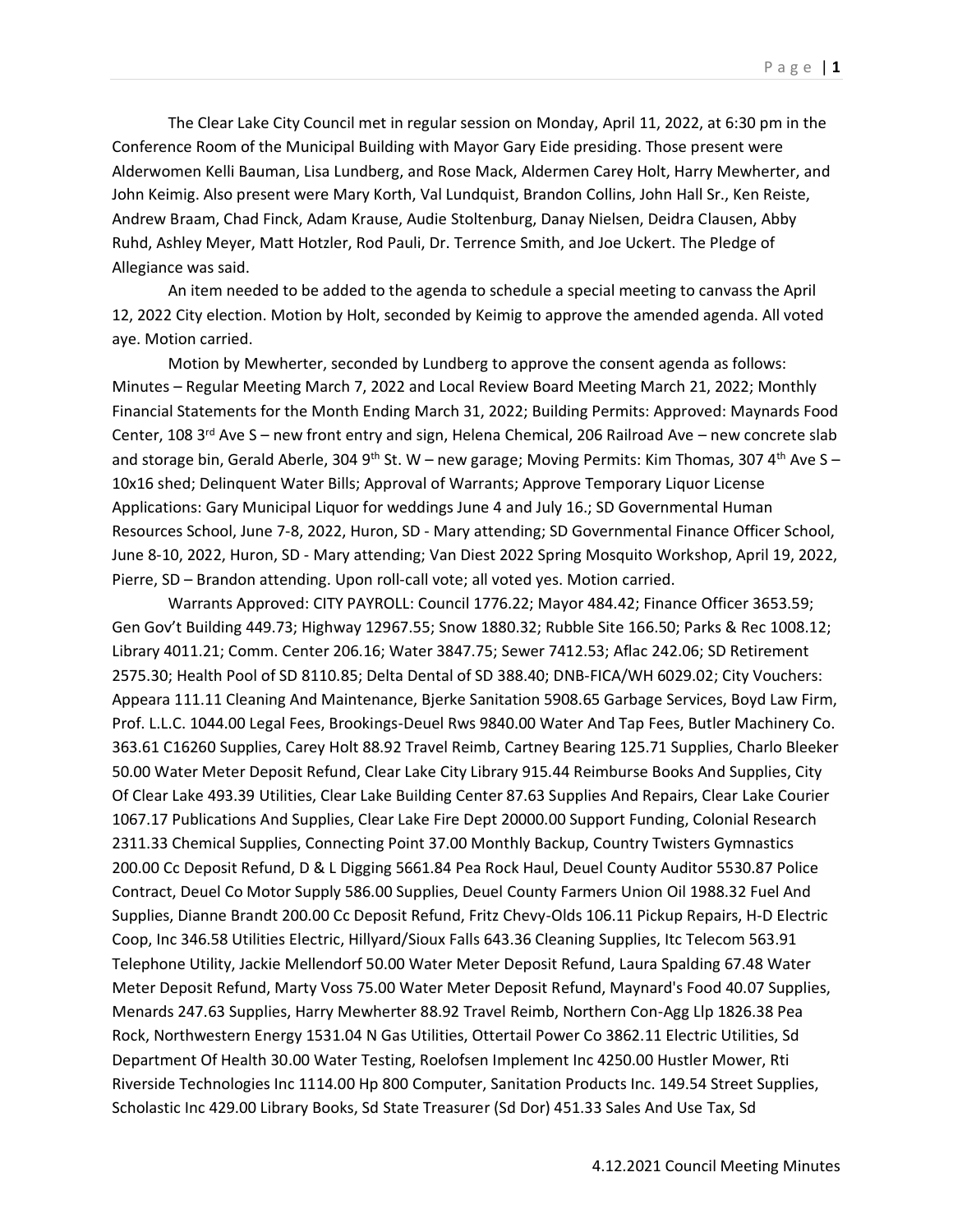The Clear Lake City Council met in regular session on Monday, April 11, 2022, at 6:30 pm in the Conference Room of the Municipal Building with Mayor Gary Eide presiding. Those present were Alderwomen Kelli Bauman, Lisa Lundberg, and Rose Mack, Aldermen Carey Holt, Harry Mewherter, and John Keimig. Also present were Mary Korth, Val Lundquist, Brandon Collins, John Hall Sr., Ken Reiste, Andrew Braam, Chad Finck, Adam Krause, Audie Stoltenburg, Danay Nielsen, Deidra Clausen, Abby Ruhd, Ashley Meyer, Matt Hotzler, Rod Pauli, Dr. Terrence Smith, and Joe Uckert. The Pledge of Allegiance was said.

An item needed to be added to the agenda to schedule a special meeting to canvass the April 12, 2022 City election. Motion by Holt, seconded by Keimig to approve the amended agenda. All voted aye. Motion carried.

Motion by Mewherter, seconded by Lundberg to approve the consent agenda as follows: Minutes – Regular Meeting March 7, 2022 and Local Review Board Meeting March 21, 2022; Monthly Financial Statements for the Month Ending March 31, 2022; Building Permits: Approved: Maynards Food Center, 108 3rd Ave S – new front entry and sign, Helena Chemical, 206 Railroad Ave – new concrete slab and storage bin, Gerald Aberle, 304 9th St. W – new garage; Moving Permits: Kim Thomas, 307 4th Ave S – 10x16 shed; Delinquent Water Bills; Approval of Warrants; Approve Temporary Liquor License Applications: Gary Municipal Liquor for weddings June 4 and July 16.; SD Governmental Human Resources School, June 7-8, 2022, Huron, SD - Mary attending; SD Governmental Finance Officer School, June 8-10, 2022, Huron, SD - Mary attending; Van Diest 2022 Spring Mosquito Workshop, April 19, 2022, Pierre, SD – Brandon attending. Upon roll-call vote; all voted yes. Motion carried.

Warrants Approved: CITY PAYROLL: Council 1776.22; Mayor 484.42; Finance Officer 3653.59; Gen Gov't Building 449.73; Highway 12967.55; Snow 1880.32; Rubble Site 166.50; Parks & Rec 1008.12; Library 4011.21; Comm. Center 206.16; Water 3847.75; Sewer 7412.53; Aflac 242.06; SD Retirement 2575.30; Health Pool of SD 8110.85; Delta Dental of SD 388.40; DNB-FICA/WH 6029.02; City Vouchers: Appeara 111.11 Cleaning And Maintenance, Bjerke Sanitation 5908.65 Garbage Services, Boyd Law Firm, Prof. L.L.C. 1044.00 Legal Fees, Brookings-Deuel Rws 9840.00 Water And Tap Fees, Butler Machinery Co. 363.61 C16260 Supplies, Carey Holt 88.92 Travel Reimb, Cartney Bearing 125.71 Supplies, Charlo Bleeker 50.00 Water Meter Deposit Refund, Clear Lake City Library 915.44 Reimburse Books And Supplies, City Of Clear Lake 493.39 Utilities, Clear Lake Building Center 87.63 Supplies And Repairs, Clear Lake Courier 1067.17 Publications And Supplies, Clear Lake Fire Dept 20000.00 Support Funding, Colonial Research 2311.33 Chemical Supplies, Connecting Point 37.00 Monthly Backup, Country Twisters Gymnastics 200.00 Cc Deposit Refund, D & L Digging 5661.84 Pea Rock Haul, Deuel County Auditor 5530.87 Police Contract, Deuel Co Motor Supply 586.00 Supplies, Deuel County Farmers Union Oil 1988.32 Fuel And Supplies, Dianne Brandt 200.00 Cc Deposit Refund, Fritz Chevy-Olds 106.11 Pickup Repairs, H-D Electric Coop, Inc 346.58 Utilities Electric, Hillyard/Sioux Falls 643.36 Cleaning Supplies, Itc Telecom 563.91 Telephone Utility, Jackie Mellendorf 50.00 Water Meter Deposit Refund, Laura Spalding 67.48 Water Meter Deposit Refund, Marty Voss 75.00 Water Meter Deposit Refund, Maynard's Food 40.07 Supplies, Menards 247.63 Supplies, Harry Mewherter 88.92 Travel Reimb, Northern Con-Agg Llp 1826.38 Pea Rock, Northwestern Energy 1531.04 N Gas Utilities, Ottertail Power Co 3862.11 Electric Utilities, Sd Department Of Health 30.00 Water Testing, Roelofsen Implement Inc 4250.00 Hustler Mower, Rti Riverside Technologies Inc 1114.00 Hp 800 Computer, Sanitation Products Inc. 149.54 Street Supplies, Scholastic Inc 429.00 Library Books, Sd State Treasurer (Sd Dor) 451.33 Sales And Use Tax, Sd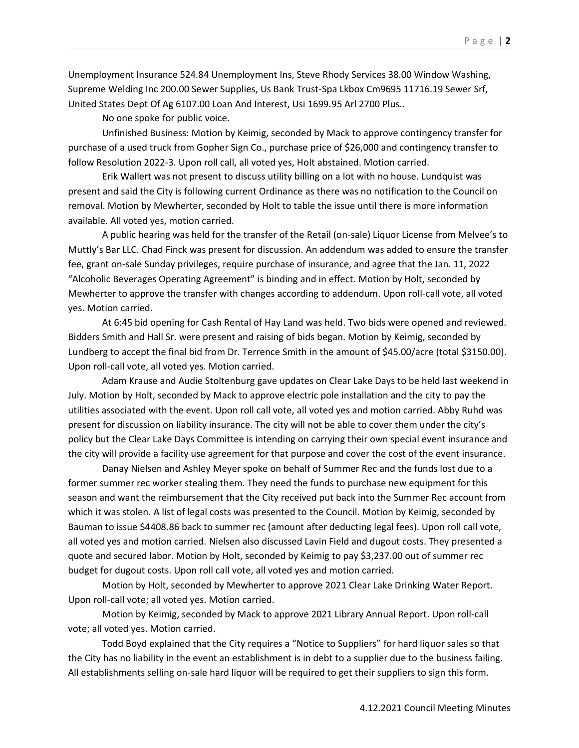Unemployment Insurance 524.84 Unemployment Ins, Steve Rhody Services 38.00 Window Washing, Supreme Welding Inc 200.00 Sewer Supplies, Us Bank Trust-Spa Lkbox Cm9695 11716.19 Sewer Srf, United States Dept Of Ag 6107.00 Loan And Interest, Usi 1699.95 Arl 2700 Plus..

No one spoke for public voice.

Unfinished Business: Motion by Keimig, seconded by Mack to approve contingency transfer for purchase of a used truck from Gopher Sign Co., purchase price of $26,000 and contingency transfer to follow Resolution 2022-3. Upon roll call, all voted yes, Holt abstained. Motion carried.

Erik Wallert was not present to discuss utility billing on a lot with no house. Lundquist was present and said the City is following current Ordinance as there was no notification to the Council on removal. Motion by Mewherter, seconded by Holt to table the issue until there is more information available. All voted yes, motion carried.

A public hearing was held for the transfer of the Retail (on-sale) Liquor License from Melvee's to Muttly's Bar LLC. Chad Finck was present for discussion. An addendum was added to ensure the transfer fee, grant on-sale Sunday privileges, require purchase of insurance, and agree that the Jan. 11, 2022 "Alcoholic Beverages Operating Agreement" is binding and in effect. Motion by Holt, seconded by Mewherter to approve the transfer with changes according to addendum. Upon roll-call vote, all voted yes. Motion carried.

At 6:45 bid opening for Cash Rental of Hay Land was held. Two bids were opened and reviewed. Bidders Smith and Hall Sr. were present and raising of bids began. Motion by Keimig, seconded by Lundberg to accept the final bid from Dr. Terrence Smith in the amount of $45.00/acre (total $3150.00). Upon roll-call vote, all voted yes. Motion carried.

Adam Krause and Audie Stoltenburg gave updates on Clear Lake Days to be held last weekend in July. Motion by Holt, seconded by Mack to approve electric pole installation and the city to pay the utilities associated with the event. Upon roll call vote, all voted yes and motion carried. Abby Ruhd was present for discussion on liability insurance. The city will not be able to cover them under the city's policy but the Clear Lake Days Committee is intending on carrying their own special event insurance and the city will provide a facility use agreement for that purpose and cover the cost of the event insurance.

Danay Nielsen and Ashley Meyer spoke on behalf of Summer Rec and the funds lost due to a former summer rec worker stealing them. They need the funds to purchase new equipment for this season and want the reimbursement that the City received put back into the Summer Rec account from which it was stolen. A list of legal costs was presented to the Council. Motion by Keimig, seconded by Bauman to issue $4408.86 back to summer rec (amount after deducting legal fees). Upon roll call vote, all voted yes and motion carried. Nielsen also discussed Lavin Field and dugout costs. They presented a quote and secured labor. Motion by Holt, seconded by Keimig to pay $3,237.00 out of summer rec budget for dugout costs. Upon roll call vote, all voted yes and motion carried.

Motion by Holt, seconded by Mewherter to approve 2021 Clear Lake Drinking Water Report. Upon roll-call vote; all voted yes. Motion carried.

Motion by Keimig, seconded by Mack to approve 2021 Library Annual Report. Upon roll-call vote; all voted yes. Motion carried.

Todd Boyd explained that the City requires a "Notice to Suppliers" for hard liquor sales so that the City has no liability in the event an establishment is in debt to a supplier due to the business failing. All establishments selling on-sale hard liquor will be required to get their suppliers to sign this form.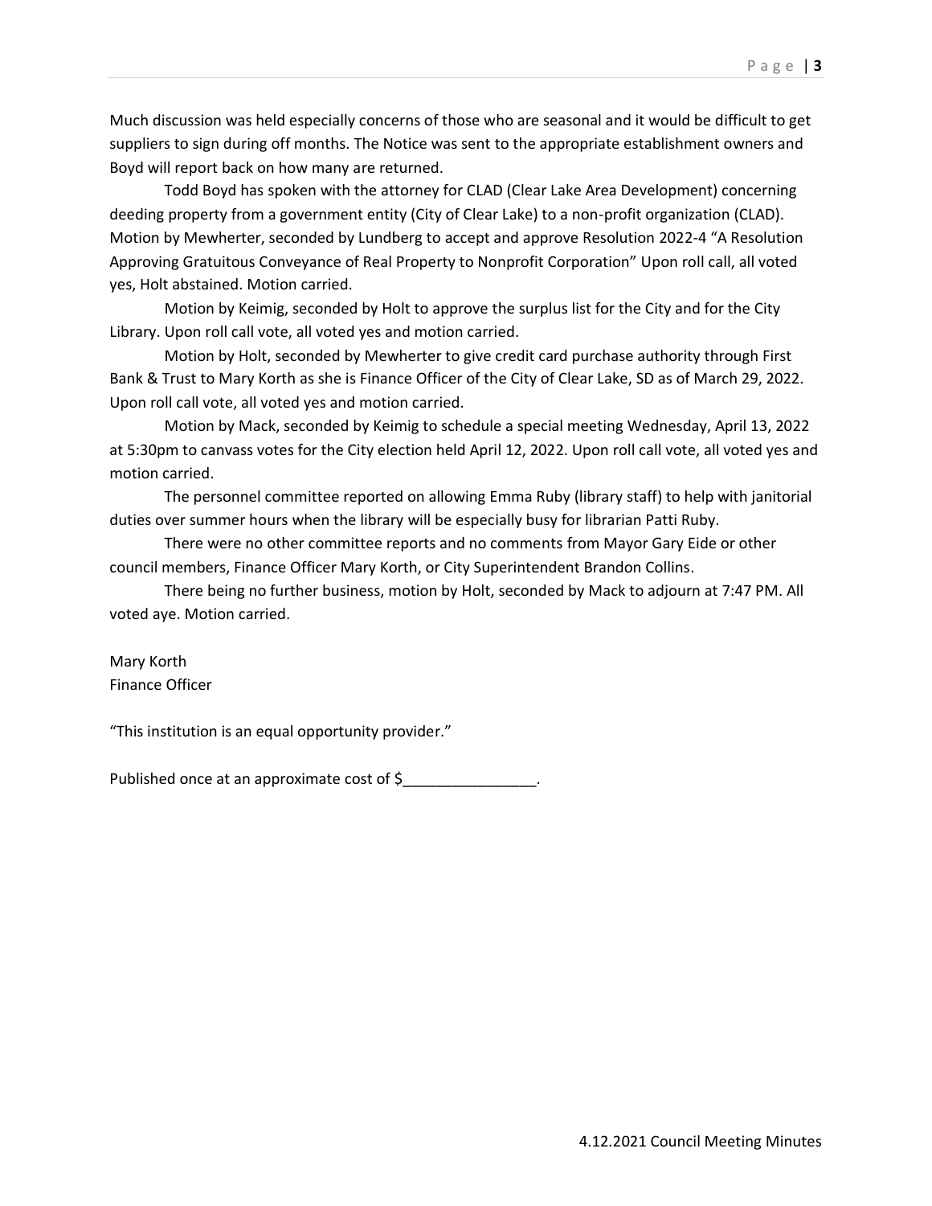Much discussion was held especially concerns of those who are seasonal and it would be difficult to get suppliers to sign during off months. The Notice was sent to the appropriate establishment owners and Boyd will report back on how many are returned.

Todd Boyd has spoken with the attorney for CLAD (Clear Lake Area Development) concerning deeding property from a government entity (City of Clear Lake) to a non-profit organization (CLAD). Motion by Mewherter, seconded by Lundberg to accept and approve Resolution 2022-4 "A Resolution Approving Gratuitous Conveyance of Real Property to Nonprofit Corporation" Upon roll call, all voted yes, Holt abstained. Motion carried.

Motion by Keimig, seconded by Holt to approve the surplus list for the City and for the City Library. Upon roll call vote, all voted yes and motion carried.

Motion by Holt, seconded by Mewherter to give credit card purchase authority through First Bank & Trust to Mary Korth as she is Finance Officer of the City of Clear Lake, SD as of March 29, 2022. Upon roll call vote, all voted yes and motion carried.

Motion by Mack, seconded by Keimig to schedule a special meeting Wednesday, April 13, 2022 at 5:30pm to canvass votes for the City election held April 12, 2022. Upon roll call vote, all voted yes and motion carried.

The personnel committee reported on allowing Emma Ruby (library staff) to help with janitorial duties over summer hours when the library will be especially busy for librarian Patti Ruby.

There were no other committee reports and no comments from Mayor Gary Eide or other council members, Finance Officer Mary Korth, or City Superintendent Brandon Collins.

There being no further business, motion by Holt, seconded by Mack to adjourn at 7:47 PM. All voted aye. Motion carried.

Mary Korth
Finance Officer

"This institution is an equal opportunity provider."

Published once at an approximate cost of $________________.